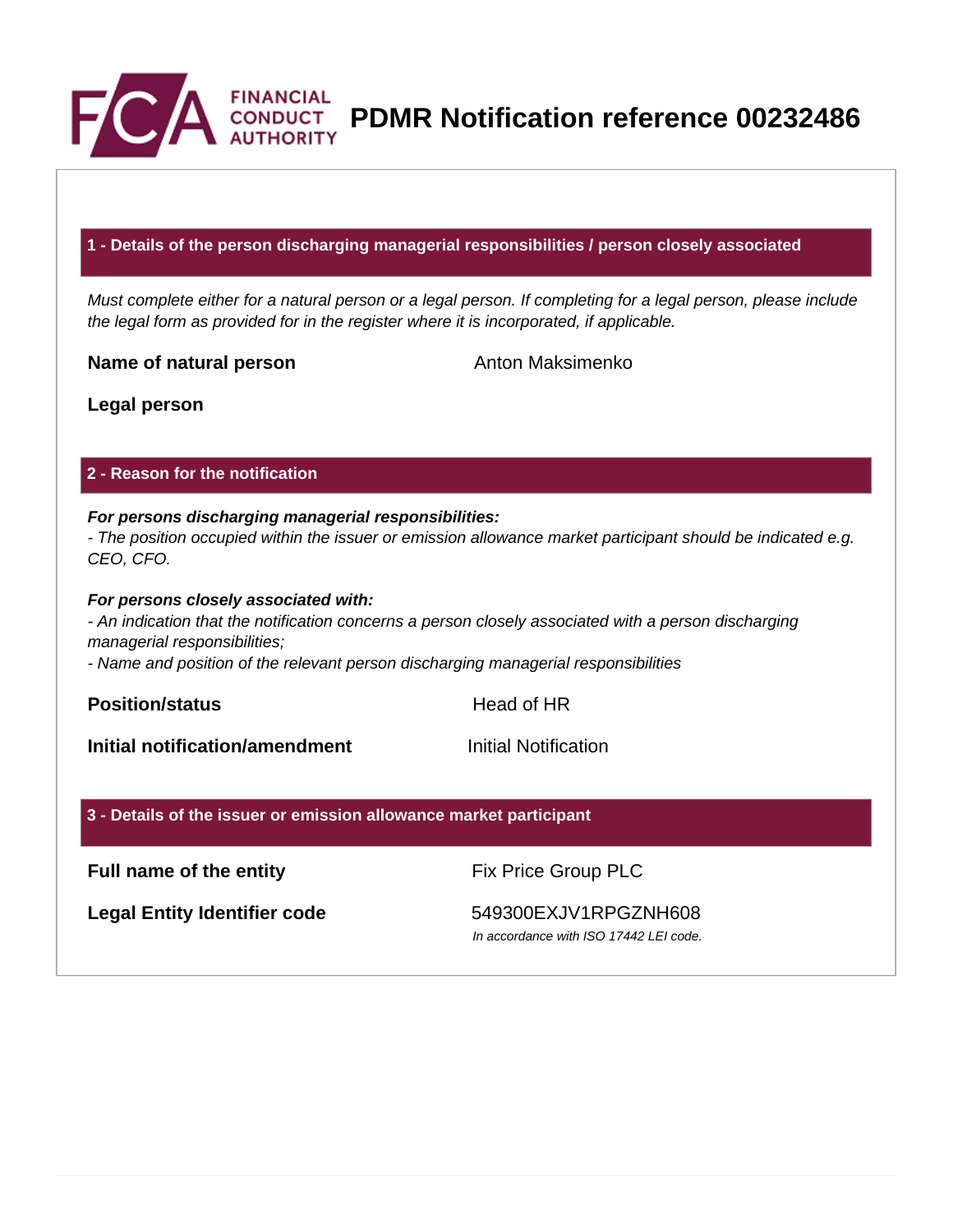# PDMR Notification reference 00232486

## 1 - Details of the person discharging managerial responsibilities / person closely associated

*Must complete either for a natural person or a legal person. If completing for a legal person, please include the legal form as provided for in the register where it is incorporated, if applicable.*

**Name of natural person** Anton Maksimenko

**Legal person**

## 2 - Reason for the notification

***For persons discharging managerial responsibilities:***
*- The position occupied within the issuer or emission allowance market participant should be indicated e.g. CEO, CFO.*

***For persons closely associated with:***
*- An indication that the notification concerns a person closely associated with a person discharging managerial responsibilities;*
*- Name and position of the relevant person discharging managerial responsibilities*

**Position/status** Head of HR

**Initial notification/amendment** Initial Notification

## 3 - Details of the issuer or emission allowance market participant

**Full name of the entity** Fix Price Group PLC

**Legal Entity Identifier code** 549300EXJV1RPGZNH608
*In accordance with ISO 17442 LEI code.*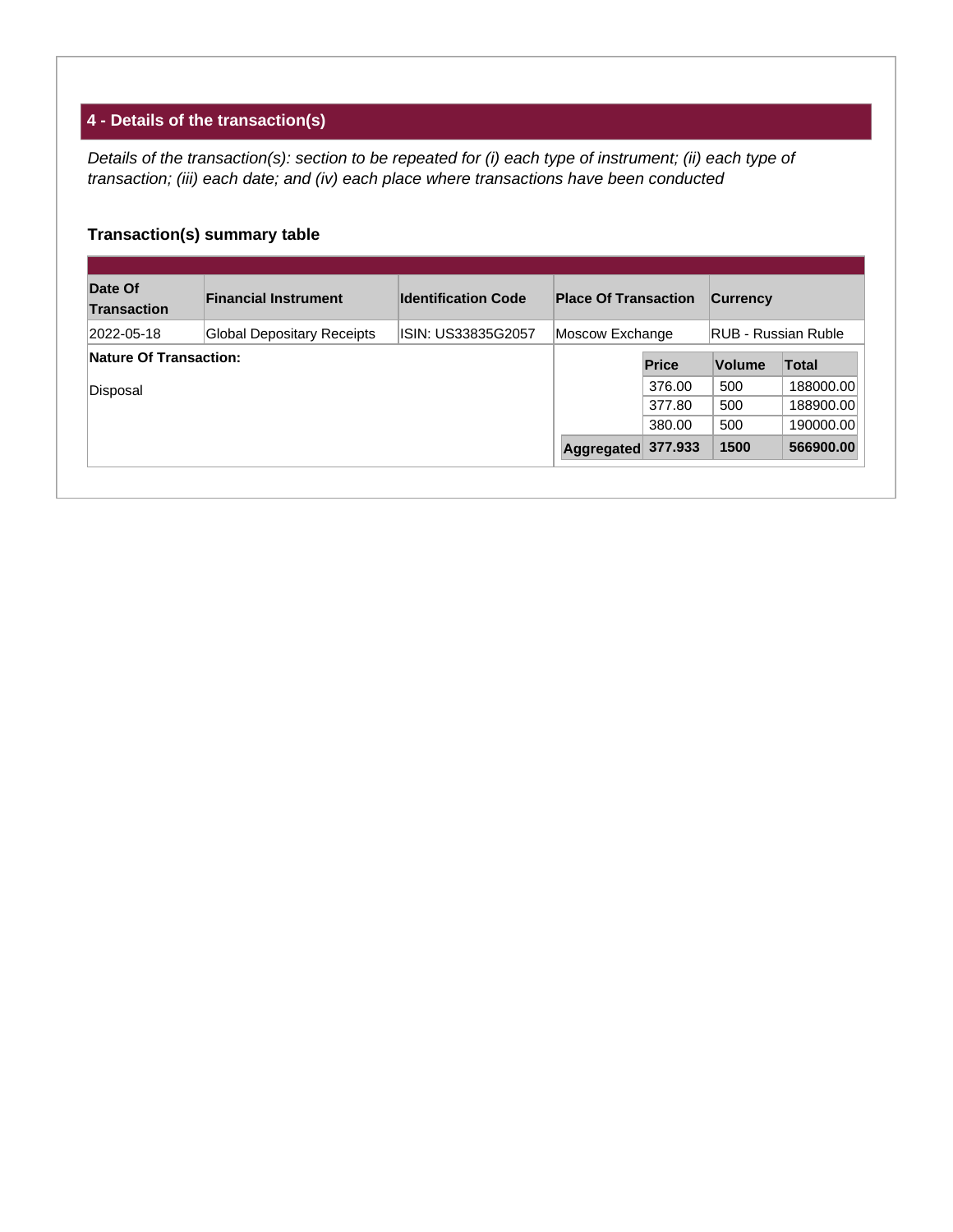## 4 - Details of the transaction(s)

*Details of the transaction(s): section to be repeated for (i) each type of instrument; (ii) each type of transaction; (iii) each date; and (iv) each place where transactions have been conducted*

### Transaction(s) summary table

| Date Of Transaction | Financial Instrument | Identification Code | Place Of Transaction | Currency |
|---|---|---|---|---|
| 2022-05-18 | Global Depositary Receipts | ISIN: US33835G2057 | Moscow Exchange | RUB - Russian Ruble |

**Nature Of Transaction:**

Disposal

| | Price | Volume | Total |
|---|---|---|---|
| | 376.00 | 500 | 188000.00 |
| | 377.80 | 500 | 188900.00 |
| | 380.00 | 500 | 190000.00 |
| **Aggregated** | **377.933** | **1500** | **566900.00** |